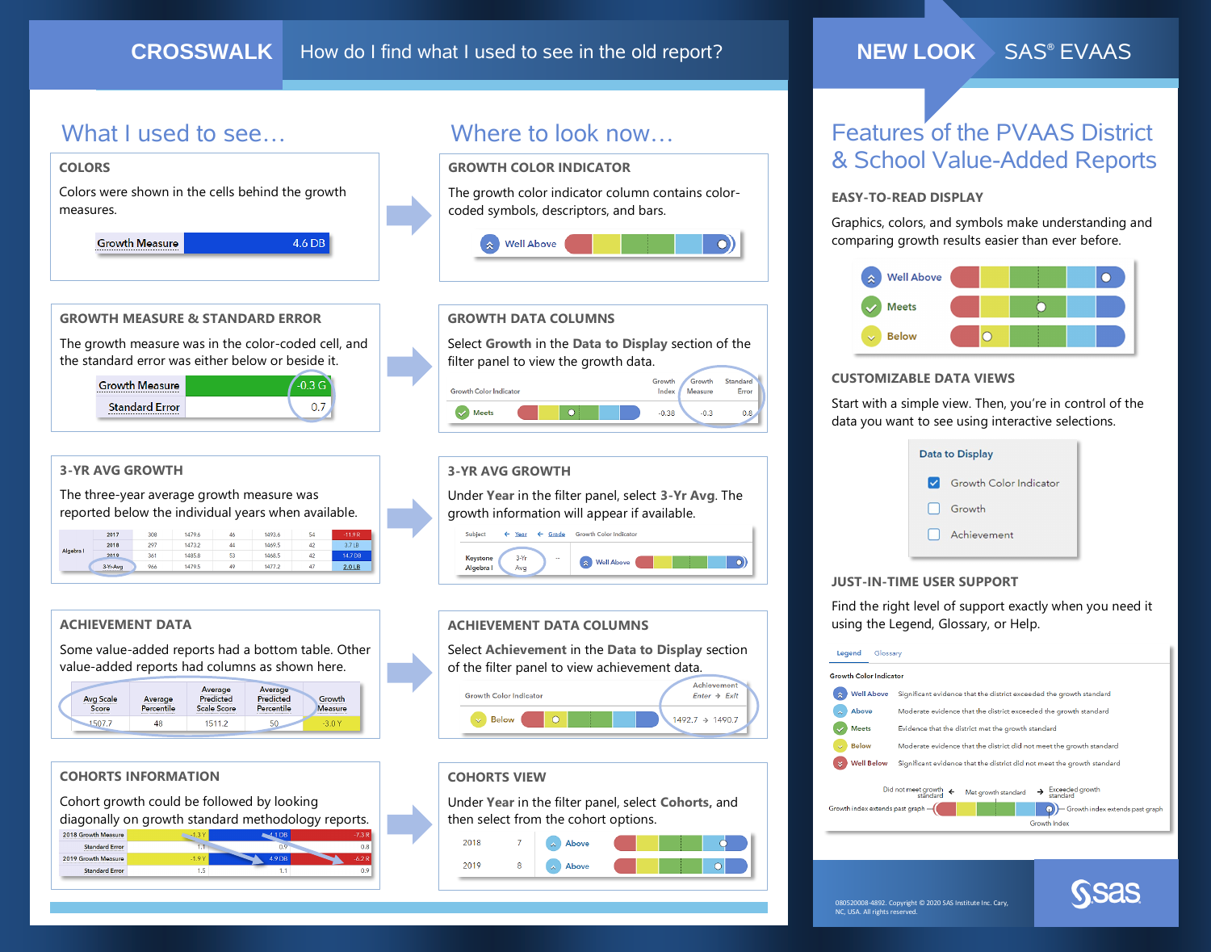# CROSSWALK

How do I find what I used to see in the old report?

## What I used to see…

### COLORS

Colors were shown in the cells behind the growth measures.

| Growth Measure | 4.6 DB |
|---|---|

### GROWTH MEASURE & STANDARD ERROR

The growth measure was in the color-coded cell, and the standard error was either below or beside it.

| Growth Measure | -0.3 G |
|---|---|
| Standard Error | 0.7 |

### 3-YR AVG GROWTH

The three-year average growth measure was reported below the individual years when available.

### ACHIEVEMENT DATA

Some value-added reports had a bottom table. Other value-added reports had columns as shown here.

| Avg Scale Score | Average Percentile | Average Predicted Scale Score | Average Predicted Percentile | Growth Measure |
|---|---|---|---|---|
| 1507.7 | 48 | 1511.2 | 50 | -3.0 Y |

### COHORTS INFORMATION

Cohort growth could be followed by looking diagonally on growth standard methodology reports.

## Where to look now…

### GROWTH COLOR INDICATOR

The growth color indicator column contains color-coded symbols, descriptors, and bars.

Well Above

### GROWTH DATA COLUMNS

Select **Growth** in the **Data to Display** section of the filter panel to view the growth data.

| Growth Color Indicator | Growth Index | Growth Measure | Standard Error |
|---|---|---|---|
| Meets | -0.38 | -0.3 | 0.8 |

### 3-YR AVG GROWTH

Under **Year** in the filter panel, select **3-Yr Avg**. The growth information will appear if available.

| Subject | Year | Grade | Growth Color Indicator |
|---|---|---|---|
| Keystone Algebra I | 3-Yr Avg | -- | Well Above |

### ACHIEVEMENT DATA COLUMNS

Select **Achievement** in the **Data to Display** section of the filter panel to view achievement data.

| Growth Color Indicator | Achievement Enter → Exit |
|---|---|
| Below | 1492.7 → 1490.7 |

### COHORTS VIEW

Under **Year** in the filter panel, select **Cohorts**, and then select from the cohort options.

| | | |
|---|---|---|
| 2018 | 7 | Above |
| 2019 | 8 | Above |

# NEW LOOK SAS® EVAAS

## Features of the PVAAS District & School Value-Added Reports

### EASY-TO-READ DISPLAY

Graphics, colors, and symbols make understanding and comparing growth results easier than ever before.

- Well Above
- Meets
- Below

### CUSTOMIZABLE DATA VIEWS

Start with a simple view. Then, you're in control of the data you want to see using interactive selections.

Data to Display
- [x] Growth Color Indicator
- [ ] Growth
- [ ] Achievement

### JUST-IN-TIME USER SUPPORT

Find the right level of support exactly when you need it using the Legend, Glossary, or Help.

Legend | Glossary

Growth Color Indicator

| | |
|---|---|
| Well Above | Significant evidence that the district exceeded the growth standard |
| Above | Moderate evidence that the district exceeded the growth standard |
| Meets | Evidence that the district met the growth standard |
| Below | Moderate evidence that the district did not meet the growth standard |
| Well Below | Significant evidence that the district did not meet the growth standard |

Did not meet growth standard ← Met growth standard → Exceeded growth standard

Growth index extends past graph — Growth Index — Growth index extends past graph

080520008-4892. Copyright © 2020 SAS Institute Inc. Cary, NC, USA. All rights reserved.

sas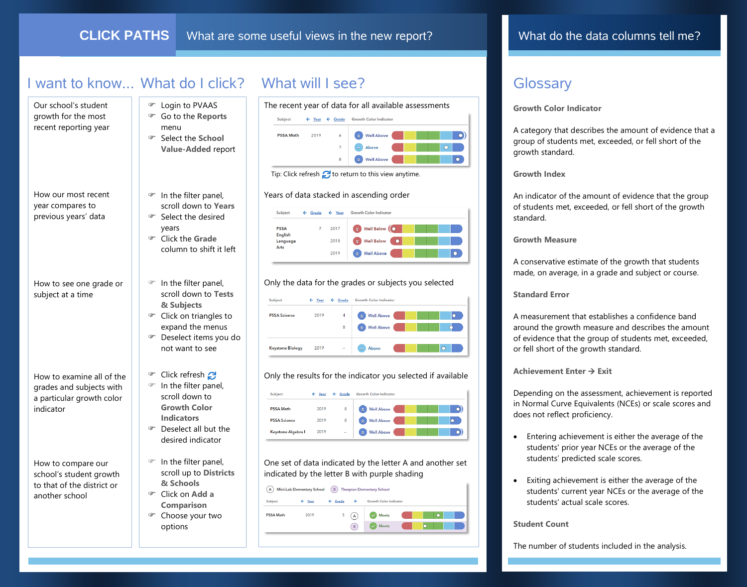## CLICK PATHS

What are some useful views in the new report?

| I want to know... | What do I click? | What will I see? |
|---|---|---|
| Our school's student growth for the most recent reporting year | Login to PVAAS<br>Go to the **Reports** menu<br>Select the **School Value-Added** report | The recent year of data for all available assessments<br>Tip: Click refresh to return to this view anytime. |
| How our most recent year compares to previous years' data | In the filter panel, scroll down to **Years**<br>Select the desired years<br>Click the **Grade** column to shift it left | Years of data stacked in ascending order |
| How to see one grade or subject at a time | In the filter panel, scroll down to **Tests & Subjects**<br>Click on triangles to expand the menus<br>Deselect items you do not want to see | Only the data for the grades or subjects you selected |
| How to examine all of the grades and subjects with a particular growth color indicator | Click refresh<br>In the filter panel, scroll down to **Growth Color Indicators**<br>Deselect all but the desired indicator | Only the results for the indicator you selected if available |
| How to compare our school's student growth to that of the district or another school | In the filter panel, scroll up to **Districts & Schools**<br>Click on **Add a Comparison**<br>Choose your two options | One set of data indicated by the letter A and another set indicated by the letter B with purple shading |

## What do the data columns tell me?

# Glossary

**Growth Color Indicator**

A category that describes the amount of evidence that a group of students met, exceeded, or fell short of the growth standard.

**Growth Index**

An indicator of the amount of evidence that the group of students met, exceeded, or fell short of the growth standard.

**Growth Measure**

A conservative estimate of the growth that students made, on average, in a grade and subject or course.

**Standard Error**

A measurement that establishes a confidence band around the growth measure and describes the amount of evidence that the group of students met, exceeded, or fell short of the growth standard.

**Achievement Enter → Exit**

Depending on the assessment, achievement is reported in Normal Curve Equivalents (NCEs) or scale scores and does not reflect proficiency.

- Entering achievement is either the average of the students' prior year NCEs or the average of the students' predicted scale scores.
- Exiting achievement is either the average of the students' current year NCEs or the average of the students' actual scale scores.

**Student Count**

The number of students included in the analysis.